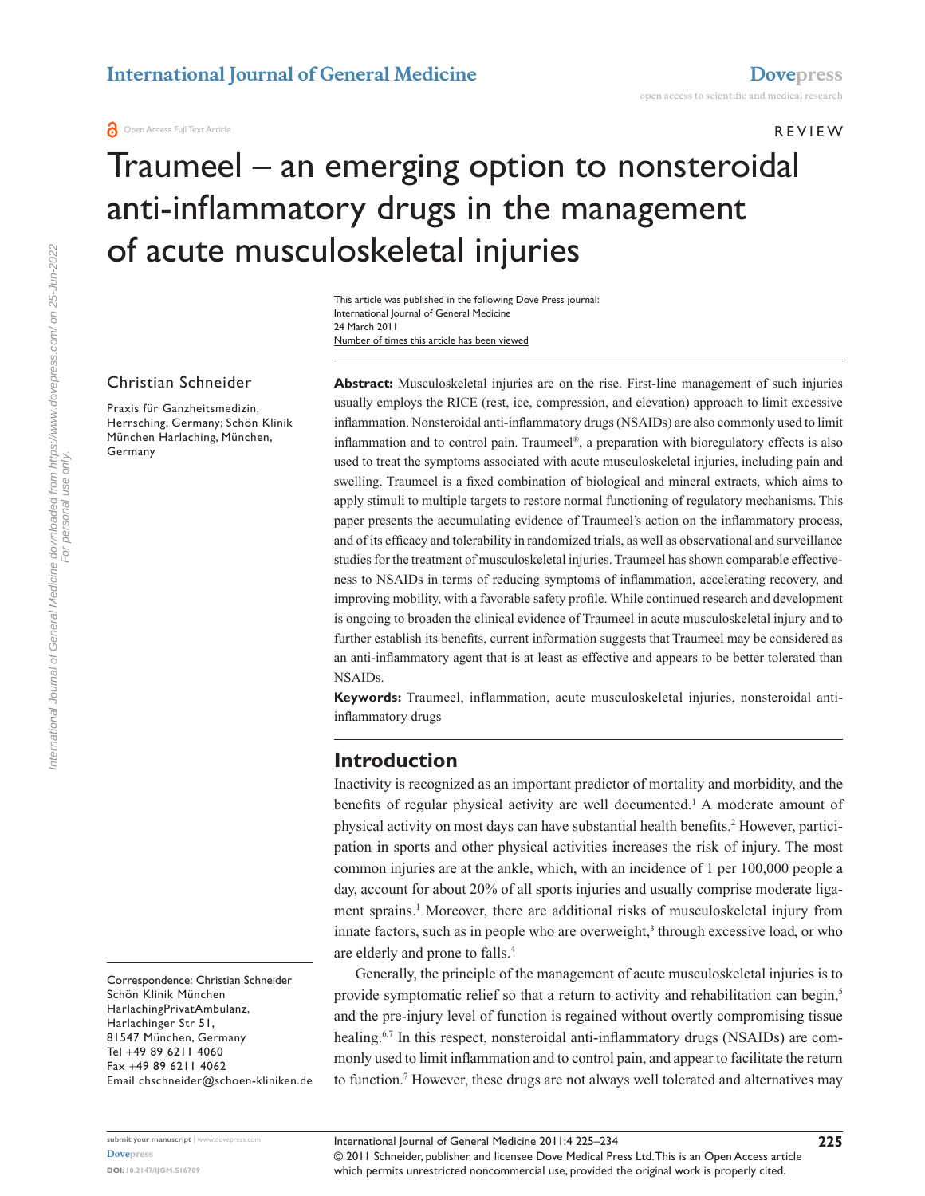# Traumeel – an emerging option to nonsteroidal anti-inflammatory drugs in the management of acute musculoskeletal injuries

This article was published in the following Dove Press journal:
International Journal of General Medicine
24 March 2011
Number of times this article has been viewed

Christian Schneider

Praxis für Ganzheitsmedizin, Herrsching, Germany; Schön Klinik München Harlaching, München, Germany

**Abstract:** Musculoskeletal injuries are on the rise. First-line management of such injuries usually employs the RICE (rest, ice, compression, and elevation) approach to limit excessive inflammation. Nonsteroidal anti-inflammatory drugs (NSAIDs) are also commonly used to limit inflammation and to control pain. Traumeel®, a preparation with bioregulatory effects is also used to treat the symptoms associated with acute musculoskeletal injuries, including pain and swelling. Traumeel is a fixed combination of biological and mineral extracts, which aims to apply stimuli to multiple targets to restore normal functioning of regulatory mechanisms. This paper presents the accumulating evidence of Traumeel's action on the inflammatory process, and of its efficacy and tolerability in randomized trials, as well as observational and surveillance studies for the treatment of musculoskeletal injuries. Traumeel has shown comparable effectiveness to NSAIDs in terms of reducing symptoms of inflammation, accelerating recovery, and improving mobility, with a favorable safety profile. While continued research and development is ongoing to broaden the clinical evidence of Traumeel in acute musculoskeletal injury and to further establish its benefits, current information suggests that Traumeel may be considered as an anti-inflammatory agent that is at least as effective and appears to be better tolerated than NSAIDs.

**Keywords:** Traumeel, inflammation, acute musculoskeletal injuries, nonsteroidal anti-inflammatory drugs

## Introduction

Inactivity is recognized as an important predictor of mortality and morbidity, and the benefits of regular physical activity are well documented.[1] A moderate amount of physical activity on most days can have substantial health benefits.[2] However, participation in sports and other physical activities increases the risk of injury. The most common injuries are at the ankle, which, with an incidence of 1 per 100,000 people a day, account for about 20% of all sports injuries and usually comprise moderate ligament sprains.[1] Moreover, there are additional risks of musculoskeletal injury from innate factors, such as in people who are overweight,[3] through excessive load, or who are elderly and prone to falls.[4]

Generally, the principle of the management of acute musculoskeletal injuries is to provide symptomatic relief so that a return to activity and rehabilitation can begin,[5] and the pre-injury level of function is regained without overtly compromising tissue healing.[6,7] In this respect, nonsteroidal anti-inflammatory drugs (NSAIDs) are commonly used to limit inflammation and to control pain, and appear to facilitate the return to function.[7] However, these drugs are not always well tolerated and alternatives may

Correspondence: Christian Schneider
Schön Klinik München HarlachingPrivatAmbulanz, Harlachinger Str 51, 81547 München, Germany
Tel +49 89 6211 4060
Fax +49 89 6211 4062
Email chschneider@schoen-kliniken.de

© 2011 Schneider, publisher and licensee Dove Medical Press Ltd. This is an Open Access article which permits unrestricted noncommercial use, provided the original work is properly cited.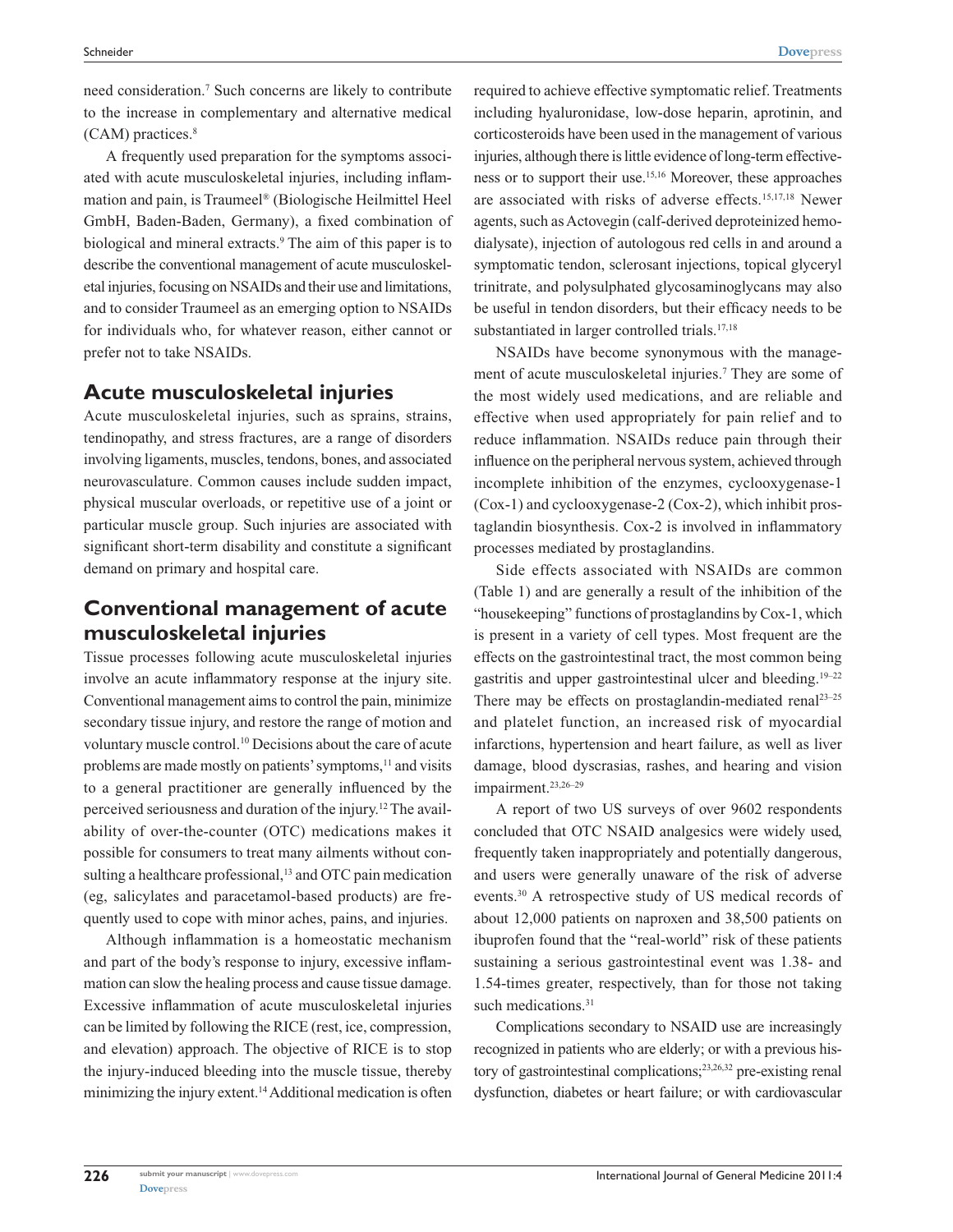need consideration.[7] Such concerns are likely to contribute to the increase in complementary and alternative medical (CAM) practices.[8]

A frequently used preparation for the symptoms associated with acute musculoskeletal injuries, including inflammation and pain, is Traumeel® (Biologische Heilmittel Heel GmbH, Baden-Baden, Germany), a fixed combination of biological and mineral extracts.[9] The aim of this paper is to describe the conventional management of acute musculoskeletal injuries, focusing on NSAIDs and their use and limitations, and to consider Traumeel as an emerging option to NSAIDs for individuals who, for whatever reason, either cannot or prefer not to take NSAIDs.

## Acute musculoskeletal injuries

Acute musculoskeletal injuries, such as sprains, strains, tendinopathy, and stress fractures, are a range of disorders involving ligaments, muscles, tendons, bones, and associated neurovasculature. Common causes include sudden impact, physical muscular overloads, or repetitive use of a joint or particular muscle group. Such injuries are associated with significant short-term disability and constitute a significant demand on primary and hospital care.

## Conventional management of acute musculoskeletal injuries

Tissue processes following acute musculoskeletal injuries involve an acute inflammatory response at the injury site. Conventional management aims to control the pain, minimize secondary tissue injury, and restore the range of motion and voluntary muscle control.[10] Decisions about the care of acute problems are made mostly on patients' symptoms,[11] and visits to a general practitioner are generally influenced by the perceived seriousness and duration of the injury.[12] The availability of over-the-counter (OTC) medications makes it possible for consumers to treat many ailments without consulting a healthcare professional,[13] and OTC pain medication (eg, salicylates and paracetamol-based products) are frequently used to cope with minor aches, pains, and injuries.

Although inflammation is a homeostatic mechanism and part of the body's response to injury, excessive inflammation can slow the healing process and cause tissue damage. Excessive inflammation of acute musculoskeletal injuries can be limited by following the RICE (rest, ice, compression, and elevation) approach. The objective of RICE is to stop the injury-induced bleeding into the muscle tissue, thereby minimizing the injury extent.[14] Additional medication is often required to achieve effective symptomatic relief. Treatments including hyaluronidase, low-dose heparin, aprotinin, and corticosteroids have been used in the management of various injuries, although there is little evidence of long-term effectiveness or to support their use.[15,16] Moreover, these approaches are associated with risks of adverse effects.[15,17,18] Newer agents, such as Actovegin (calf-derived deproteinized hemodialysate), injection of autologous red cells in and around a symptomatic tendon, sclerosant injections, topical glyceryl trinitrate, and polysulphated glycosaminoglycans may also be useful in tendon disorders, but their efficacy needs to be substantiated in larger controlled trials.[17,18]

NSAIDs have become synonymous with the management of acute musculoskeletal injuries.[7] They are some of the most widely used medications, and are reliable and effective when used appropriately for pain relief and to reduce inflammation. NSAIDs reduce pain through their influence on the peripheral nervous system, achieved through incomplete inhibition of the enzymes, cyclooxygenase-1 (Cox-1) and cyclooxygenase-2 (Cox-2), which inhibit prostaglandin biosynthesis. Cox-2 is involved in inflammatory processes mediated by prostaglandins.

Side effects associated with NSAIDs are common (Table 1) and are generally a result of the inhibition of the "housekeeping" functions of prostaglandins by Cox-1, which is present in a variety of cell types. Most frequent are the effects on the gastrointestinal tract, the most common being gastritis and upper gastrointestinal ulcer and bleeding.[19–22] There may be effects on prostaglandin-mediated renal[23–25] and platelet function, an increased risk of myocardial infarctions, hypertension and heart failure, as well as liver damage, blood dyscrasias, rashes, and hearing and vision impairment.[23,26–29]

A report of two US surveys of over 9602 respondents concluded that OTC NSAID analgesics were widely used, frequently taken inappropriately and potentially dangerous, and users were generally unaware of the risk of adverse events.[30] A retrospective study of US medical records of about 12,000 patients on naproxen and 38,500 patients on ibuprofen found that the "real-world" risk of these patients sustaining a serious gastrointestinal event was 1.38- and 1.54-times greater, respectively, than for those not taking such medications.[31]

Complications secondary to NSAID use are increasingly recognized in patients who are elderly; or with a previous history of gastrointestinal complications;[23,26,32] pre-existing renal dysfunction, diabetes or heart failure; or with cardiovascular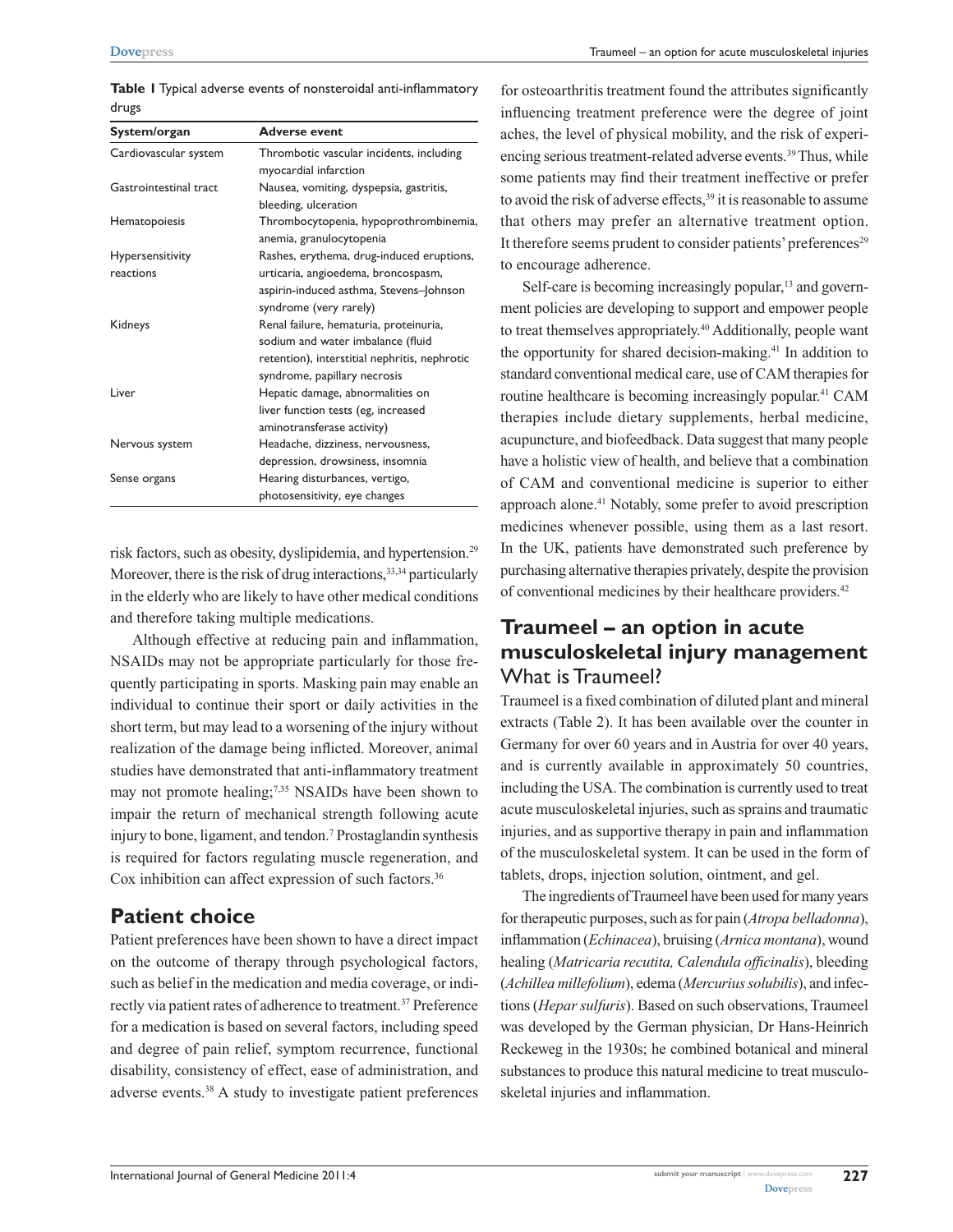**Table 1** Typical adverse events of nonsteroidal anti-inflammatory drugs

| System/organ | Adverse event |
| --- | --- |
| Cardiovascular system | Thrombotic vascular incidents, including myocardial infarction |
| Gastrointestinal tract | Nausea, vomiting, dyspepsia, gastritis, bleeding, ulceration |
| Hematopoiesis | Thrombocytopenia, hypoprothrombinemia, anemia, granulocytopenia |
| Hypersensitivity reactions | Rashes, erythema, drug-induced eruptions, urticaria, angioedema, broncospasm, aspirin-induced asthma, Stevens–Johnson syndrome (very rarely) |
| Kidneys | Renal failure, hematuria, proteinuria, sodium and water imbalance (fluid retention), interstitial nephritis, nephrotic syndrome, papillary necrosis |
| Liver | Hepatic damage, abnormalities on liver function tests (eg, increased aminotransferase activity) |
| Nervous system | Headache, dizziness, nervousness, depression, drowsiness, insomnia |
| Sense organs | Hearing disturbances, vertigo, photosensitivity, eye changes |

risk factors, such as obesity, dyslipidemia, and hypertension.[29] Moreover, there is the risk of drug interactions,[33,34] particularly in the elderly who are likely to have other medical conditions and therefore taking multiple medications.

Although effective at reducing pain and inflammation, NSAIDs may not be appropriate particularly for those frequently participating in sports. Masking pain may enable an individual to continue their sport or daily activities in the short term, but may lead to a worsening of the injury without realization of the damage being inflicted. Moreover, animal studies have demonstrated that anti-inflammatory treatment may not promote healing;[7,35] NSAIDs have been shown to impair the return of mechanical strength following acute injury to bone, ligament, and tendon.[7] Prostaglandin synthesis is required for factors regulating muscle regeneration, and Cox inhibition can affect expression of such factors.[36]

## Patient choice

Patient preferences have been shown to have a direct impact on the outcome of therapy through psychological factors, such as belief in the medication and media coverage, or indirectly via patient rates of adherence to treatment.[37] Preference for a medication is based on several factors, including speed and degree of pain relief, symptom recurrence, functional disability, consistency of effect, ease of administration, and adverse events.[38] A study to investigate patient preferences for osteoarthritis treatment found the attributes significantly influencing treatment preference were the degree of joint aches, the level of physical mobility, and the risk of experiencing serious treatment-related adverse events.[39] Thus, while some patients may find their treatment ineffective or prefer to avoid the risk of adverse effects,[39] it is reasonable to assume that others may prefer an alternative treatment option. It therefore seems prudent to consider patients' preferences[29] to encourage adherence.

Self-care is becoming increasingly popular,[13] and government policies are developing to support and empower people to treat themselves appropriately.[40] Additionally, people want the opportunity for shared decision-making.[41] In addition to standard conventional medical care, use of CAM therapies for routine healthcare is becoming increasingly popular.[41] CAM therapies include dietary supplements, herbal medicine, acupuncture, and biofeedback. Data suggest that many people have a holistic view of health, and believe that a combination of CAM and conventional medicine is superior to either approach alone.[41] Notably, some prefer to avoid prescription medicines whenever possible, using them as a last resort. In the UK, patients have demonstrated such preference by purchasing alternative therapies privately, despite the provision of conventional medicines by their healthcare providers.[42]

## Traumeel – an option in acute musculoskeletal injury management

### What is Traumeel?

Traumeel is a fixed combination of diluted plant and mineral extracts (Table 2). It has been available over the counter in Germany for over 60 years and in Austria for over 40 years, and is currently available in approximately 50 countries, including the USA. The combination is currently used to treat acute musculoskeletal injuries, such as sprains and traumatic injuries, and as supportive therapy in pain and inflammation of the musculoskeletal system. It can be used in the form of tablets, drops, injection solution, ointment, and gel.

The ingredients of Traumeel have been used for many years for therapeutic purposes, such as for pain (*Atropa belladonna*), inflammation (*Echinacea*), bruising (*Arnica montana*), wound healing (*Matricaria recutita, Calendula officinalis*), bleeding (*Achillea millefolium*), edema (*Mercurius solubilis*), and infections (*Hepar sulfuris*). Based on such observations, Traumeel was developed by the German physician, Dr Hans-Heinrich Reckeweg in the 1930s; he combined botanical and mineral substances to produce this natural medicine to treat musculoskeletal injuries and inflammation.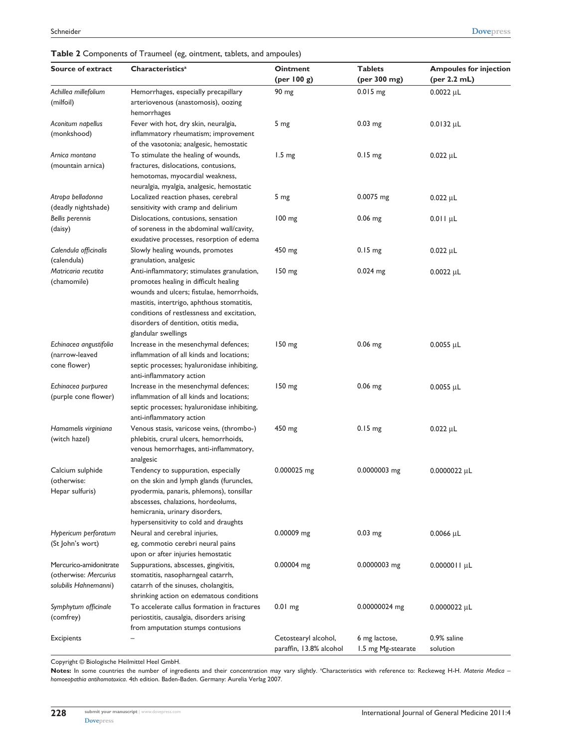**Table 2** Components of Traumeel (eg, ointment, tablets, and ampoules)

| Source of extract | Characteristics[a] | Ointment (per 100 g) | Tablets (per 300 mg) | Ampoules for injection (per 2.2 mL) |
|---|---|---|---|---|
| *Achillea millefolium* (milfoil) | Hemorrhages, especially precapillary arteriovenous (anastomosis), oozing hemorrhages | 90 mg | 0.015 mg | 0.0022 µL |
| *Aconitum napellus* (monkshood) | Fever with hot, dry skin, neuralgia, inflammatory rheumatism; improvement of the vasotonia; analgesic, hemostatic | 5 mg | 0.03 mg | 0.0132 µL |
| *Arnica montana* (mountain arnica) | To stimulate the healing of wounds, fractures, dislocations, contusions, hemotomas, myocardial weakness, neuralgia, myalgia, analgesic, hemostatic | 1.5 mg | 0.15 mg | 0.022 µL |
| *Atropa belladonna* (deadly nightshade) | Localized reaction phases, cerebral sensitivity with cramp and delirium | 5 mg | 0.0075 mg | 0.022 µL |
| *Bellis perennis* (daisy) | Dislocations, contusions, sensation of soreness in the abdominal wall/cavity, exudative processes, resorption of edema | 100 mg | 0.06 mg | 0.011 µL |
| *Calendula officinalis* (calendula) | Slowly healing wounds, promotes granulation, analgesic | 450 mg | 0.15 mg | 0.022 µL |
| *Matricaria recutita* (chamomile) | Anti-inflammatory; stimulates granulation, promotes healing in difficult healing wounds and ulcers; fistulae, hemorrhoids, mastitis, intertrigo, aphthous stomatitis, conditions of restlessness and excitation, disorders of dentition, otitis media, glandular swellings | 150 mg | 0.024 mg | 0.0022 µL |
| *Echinacea angustifolia* (narrow-leaved cone flower) | Increase in the mesenchymal defences; inflammation of all kinds and locations; septic processes; hyaluronidase inhibiting, anti-inflammatory action | 150 mg | 0.06 mg | 0.0055 µL |
| *Echinacea purpurea* (purple cone flower) | Increase in the mesenchymal defences; inflammation of all kinds and locations; septic processes; hyaluronidase inhibiting, anti-inflammatory action | 150 mg | 0.06 mg | 0.0055 µL |
| *Hamamelis virginiana* (witch hazel) | Venous stasis, varicose veins, (thrombo-) phlebitis, crural ulcers, hemorrhoids, venous hemorrhages, anti-inflammatory, analgesic | 450 mg | 0.15 mg | 0.022 µL |
| Calcium sulphide (otherwise: Hepar sulfuris) | Tendency to suppuration, especially on the skin and lymph glands (furuncles, pyodermia, panaris, phlemons), tonsillar abscesses, chalazions, hordeolums, hemicrania, urinary disorders, hypersensitivity to cold and draughts | 0.000025 mg | 0.0000003 mg | 0.0000022 µL |
| *Hypericum perforatum* (St John's wort) | Neural and cerebral injuries, eg, commotio cerebri neural pains upon or after injuries hemostatic | 0.00009 mg | 0.03 mg | 0.0066 µL |
| Mercurico-amidonitrate (otherwise: *Mercurius solubilis Hahnemanni*) | Suppurations, abscesses, gingivitis, stomatitis, nasopharngeal catarrh, catarrh of the sinuses, cholangitis, shrinking action on edematous conditions | 0.00004 mg | 0.0000003 mg | 0.0000011 µL |
| *Symphytum officinale* (comfrey) | To accelerate callus formation in fractures periostitis, causalgia, disorders arising from amputation stumps contusions | 0.01 mg | 0.00000024 mg | 0.0000022 µL |
| Excipients | – | Cetostearyl alcohol, paraffin, 13.8% alcohol | 6 mg lactose, 1.5 mg Mg-stearate | 0.9% saline solution |

Copyright © Biologische Heilmittel Heel GmbH.

**Notes:** In some countries the number of ingredients and their concentration may vary slightly. [a]Characteristics with reference to: Reckeweg H-H. *Materia Medica – homoeopathia antihomotoxica*. 4th edition. Baden-Baden. Germany: Aurelia Verlag 2007.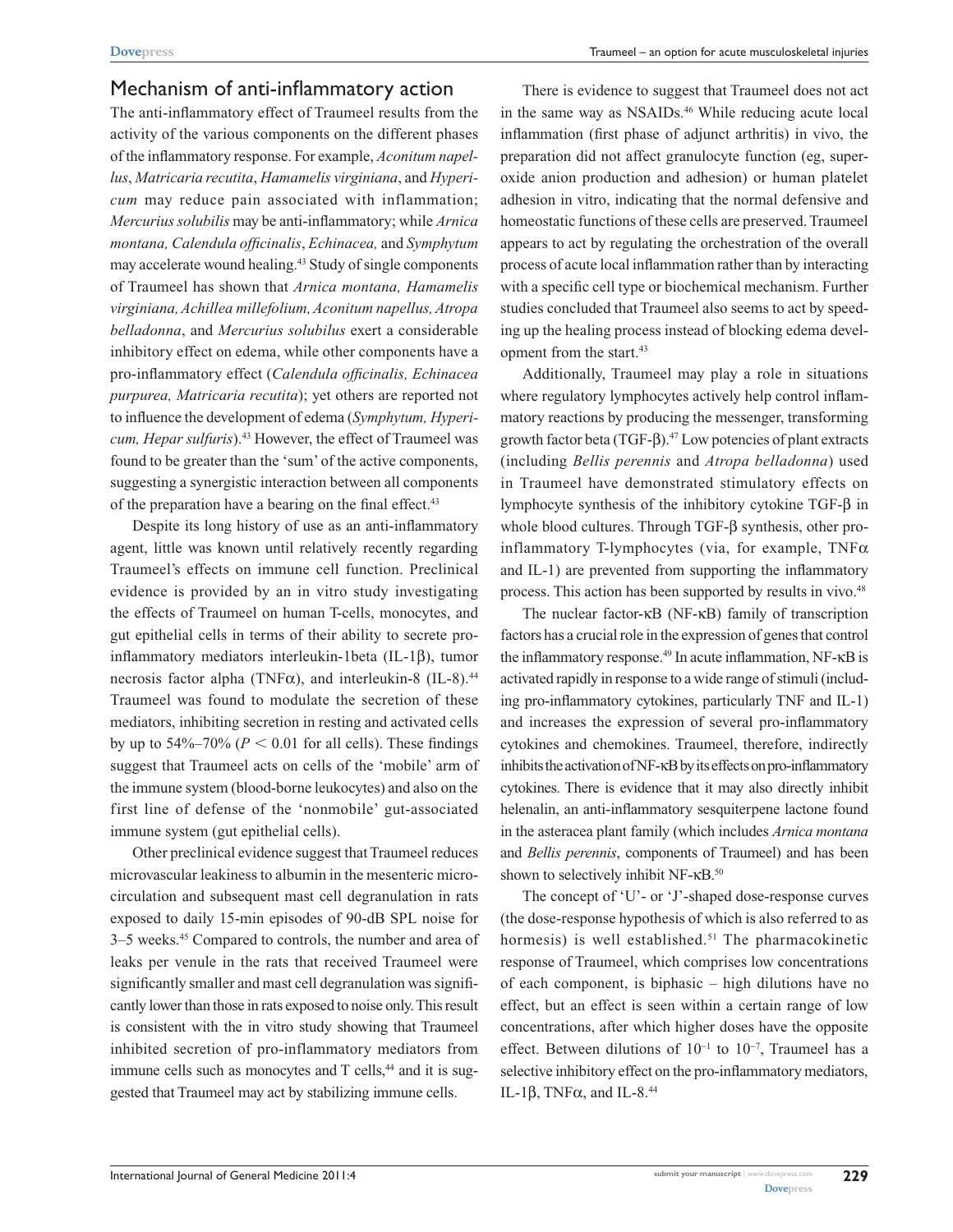## Mechanism of anti-inflammatory action

The anti-inflammatory effect of Traumeel results from the activity of the various components on the different phases of the inflammatory response. For example, *Aconitum napellus*, *Matricaria recutita*, *Hamamelis virginiana*, and *Hypericum* may reduce pain associated with inflammation; *Mercurius solubilis* may be anti-inflammatory; while *Arnica montana, Calendula officinalis*, *Echinacea,* and *Symphytum* may accelerate wound healing.[43] Study of single components of Traumeel has shown that *Arnica montana, Hamamelis virginiana, Achillea millefolium, Aconitum napellus, Atropa belladonna*, and *Mercurius solubilus* exert a considerable inhibitory effect on edema, while other components have a pro-inflammatory effect (*Calendula officinalis, Echinacea purpurea, Matricaria recutita*); yet others are reported not to influence the development of edema (*Symphytum, Hypericum, Hepar sulfuris*).[43] However, the effect of Traumeel was found to be greater than the 'sum' of the active components, suggesting a synergistic interaction between all components of the preparation have a bearing on the final effect.[43]

Despite its long history of use as an anti-inflammatory agent, little was known until relatively recently regarding Traumeel's effects on immune cell function. Preclinical evidence is provided by an in vitro study investigating the effects of Traumeel on human T-cells, monocytes, and gut epithelial cells in terms of their ability to secrete pro-inflammatory mediators interleukin-1beta (IL-1β), tumor necrosis factor alpha (TNFα), and interleukin-8 (IL-8).[44] Traumeel was found to modulate the secretion of these mediators, inhibiting secretion in resting and activated cells by up to 54%–70% ($P < 0.01$ for all cells). These findings suggest that Traumeel acts on cells of the 'mobile' arm of the immune system (blood-borne leukocytes) and also on the first line of defense of the 'nonmobile' gut-associated immune system (gut epithelial cells).

Other preclinical evidence suggest that Traumeel reduces microvascular leakiness to albumin in the mesenteric microcirculation and subsequent mast cell degranulation in rats exposed to daily 15-min episodes of 90-dB SPL noise for 3–5 weeks.[45] Compared to controls, the number and area of leaks per venule in the rats that received Traumeel were significantly smaller and mast cell degranulation was significantly lower than those in rats exposed to noise only. This result is consistent with the in vitro study showing that Traumeel inhibited secretion of pro-inflammatory mediators from immune cells such as monocytes and T cells,[44] and it is suggested that Traumeel may act by stabilizing immune cells.

There is evidence to suggest that Traumeel does not act in the same way as NSAIDs.[46] While reducing acute local inflammation (first phase of adjunct arthritis) in vivo, the preparation did not affect granulocyte function (eg, superoxide anion production and adhesion) or human platelet adhesion in vitro, indicating that the normal defensive and homeostatic functions of these cells are preserved. Traumeel appears to act by regulating the orchestration of the overall process of acute local inflammation rather than by interacting with a specific cell type or biochemical mechanism. Further studies concluded that Traumeel also seems to act by speeding up the healing process instead of blocking edema development from the start.[43]

Additionally, Traumeel may play a role in situations where regulatory lymphocytes actively help control inflammatory reactions by producing the messenger, transforming growth factor beta (TGF-β).[47] Low potencies of plant extracts (including *Bellis perennis* and *Atropa belladonna*) used in Traumeel have demonstrated stimulatory effects on lymphocyte synthesis of the inhibitory cytokine TGF-β in whole blood cultures. Through TGF-β synthesis, other pro-inflammatory T-lymphocytes (via, for example, TNFα and IL-1) are prevented from supporting the inflammatory process. This action has been supported by results in vivo.[48]

The nuclear factor-κB (NF-κB) family of transcription factors has a crucial role in the expression of genes that control the inflammatory response.[49] In acute inflammation, NF-κB is activated rapidly in response to a wide range of stimuli (including pro-inflammatory cytokines, particularly TNF and IL-1) and increases the expression of several pro-inflammatory cytokines and chemokines. Traumeel, therefore, indirectly inhibits the activation of NF-κB by its effects on pro-inflammatory cytokines. There is evidence that it may also directly inhibit helenalin, an anti-inflammatory sesquiterpene lactone found in the asteracea plant family (which includes *Arnica montana* and *Bellis perennis*, components of Traumeel) and has been shown to selectively inhibit NF-κB.[50]

The concept of 'U'- or 'J'-shaped dose-response curves (the dose-response hypothesis of which is also referred to as hormesis) is well established.[51] The pharmacokinetic response of Traumeel, which comprises low concentrations of each component, is biphasic – high dilutions have no effect, but an effect is seen within a certain range of low concentrations, after which higher doses have the opposite effect. Between dilutions of $10^{-1}$ to $10^{-7}$, Traumeel has a selective inhibitory effect on the pro-inflammatory mediators, IL-1β, TNFα, and IL-8.[44]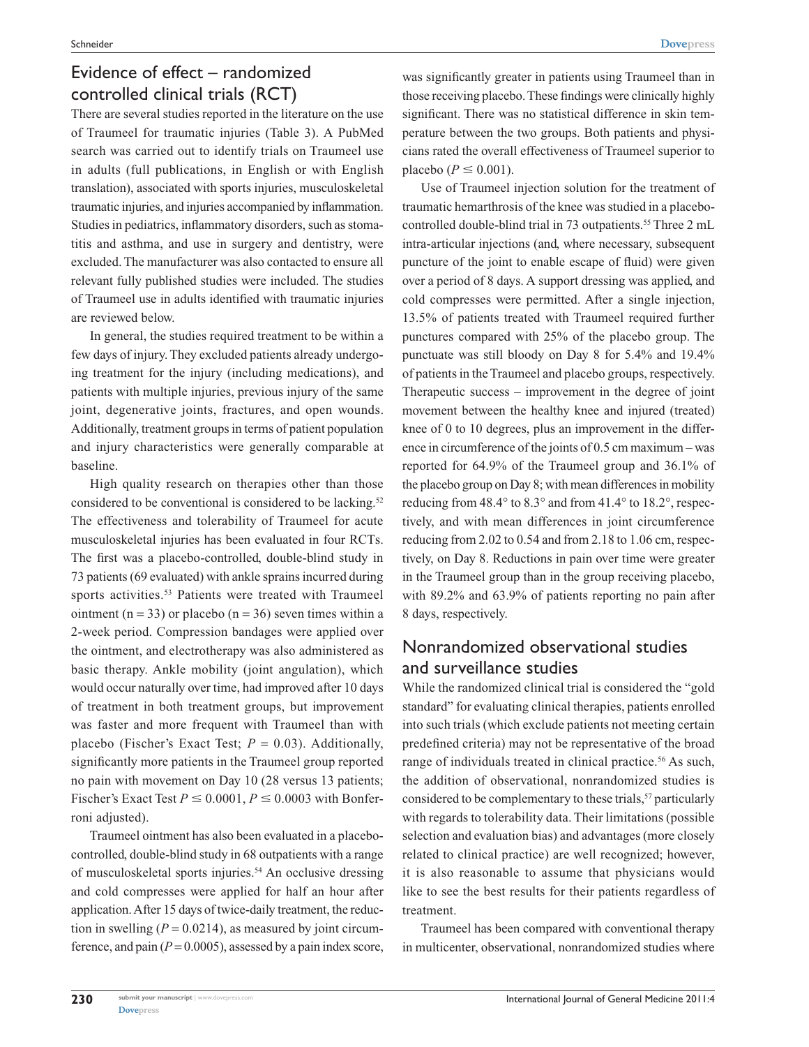## Evidence of effect – randomized controlled clinical trials (RCT)

There are several studies reported in the literature on the use of Traumeel for traumatic injuries (Table 3). A PubMed search was carried out to identify trials on Traumeel use in adults (full publications, in English or with English translation), associated with sports injuries, musculoskeletal traumatic injuries, and injuries accompanied by inflammation. Studies in pediatrics, inflammatory disorders, such as stomatitis and asthma, and use in surgery and dentistry, were excluded. The manufacturer was also contacted to ensure all relevant fully published studies were included. The studies of Traumeel use in adults identified with traumatic injuries are reviewed below.

In general, the studies required treatment to be within a few days of injury. They excluded patients already undergoing treatment for the injury (including medications), and patients with multiple injuries, previous injury of the same joint, degenerative joints, fractures, and open wounds. Additionally, treatment groups in terms of patient population and injury characteristics were generally comparable at baseline.

High quality research on therapies other than those considered to be conventional is considered to be lacking.[52] The effectiveness and tolerability of Traumeel for acute musculoskeletal injuries has been evaluated in four RCTs. The first was a placebo-controlled, double-blind study in 73 patients (69 evaluated) with ankle sprains incurred during sports activities.[53] Patients were treated with Traumeel ointment (n = 33) or placebo (n = 36) seven times within a 2-week period. Compression bandages were applied over the ointment, and electrotherapy was also administered as basic therapy. Ankle mobility (joint angulation), which would occur naturally over time, had improved after 10 days of treatment in both treatment groups, but improvement was faster and more frequent with Traumeel than with placebo (Fischer's Exact Test; $P = 0.03$). Additionally, significantly more patients in the Traumeel group reported no pain with movement on Day 10 (28 versus 13 patients; Fischer's Exact Test $P \leq 0.0001$, $P \leq 0.0003$ with Bonferroni adjusted).

Traumeel ointment has also been evaluated in a placebo-controlled, double-blind study in 68 outpatients with a range of musculoskeletal sports injuries.[54] An occlusive dressing and cold compresses were applied for half an hour after application. After 15 days of twice-daily treatment, the reduction in swelling ($P = 0.0214$), as measured by joint circumference, and pain ($P = 0.0005$), assessed by a pain index score, was significantly greater in patients using Traumeel than in those receiving placebo. These findings were clinically highly significant. There was no statistical difference in skin temperature between the two groups. Both patients and physicians rated the overall effectiveness of Traumeel superior to placebo ($P \leq 0.001$).

Use of Traumeel injection solution for the treatment of traumatic hemarthrosis of the knee was studied in a placebo-controlled double-blind trial in 73 outpatients.[55] Three 2 mL intra-articular injections (and, where necessary, subsequent puncture of the joint to enable escape of fluid) were given over a period of 8 days. A support dressing was applied, and cold compresses were permitted. After a single injection, 13.5% of patients treated with Traumeel required further punctures compared with 25% of the placebo group. The punctuate was still bloody on Day 8 for 5.4% and 19.4% of patients in the Traumeel and placebo groups, respectively. Therapeutic success – improvement in the degree of joint movement between the healthy knee and injured (treated) knee of 0 to 10 degrees, plus an improvement in the difference in circumference of the joints of 0.5 cm maximum – was reported for 64.9% of the Traumeel group and 36.1% of the placebo group on Day 8; with mean differences in mobility reducing from 48.4° to 8.3° and from 41.4° to 18.2°, respectively, and with mean differences in joint circumference reducing from 2.02 to 0.54 and from 2.18 to 1.06 cm, respectively, on Day 8. Reductions in pain over time were greater in the Traumeel group than in the group receiving placebo, with 89.2% and 63.9% of patients reporting no pain after 8 days, respectively.

## Nonrandomized observational studies and surveillance studies

While the randomized clinical trial is considered the "gold standard" for evaluating clinical therapies, patients enrolled into such trials (which exclude patients not meeting certain predefined criteria) may not be representative of the broad range of individuals treated in clinical practice.[56] As such, the addition of observational, nonrandomized studies is considered to be complementary to these trials,[57] particularly with regards to tolerability data. Their limitations (possible selection and evaluation bias) and advantages (more closely related to clinical practice) are well recognized; however, it is also reasonable to assume that physicians would like to see the best results for their patients regardless of treatment.

Traumeel has been compared with conventional therapy in multicenter, observational, nonrandomized studies where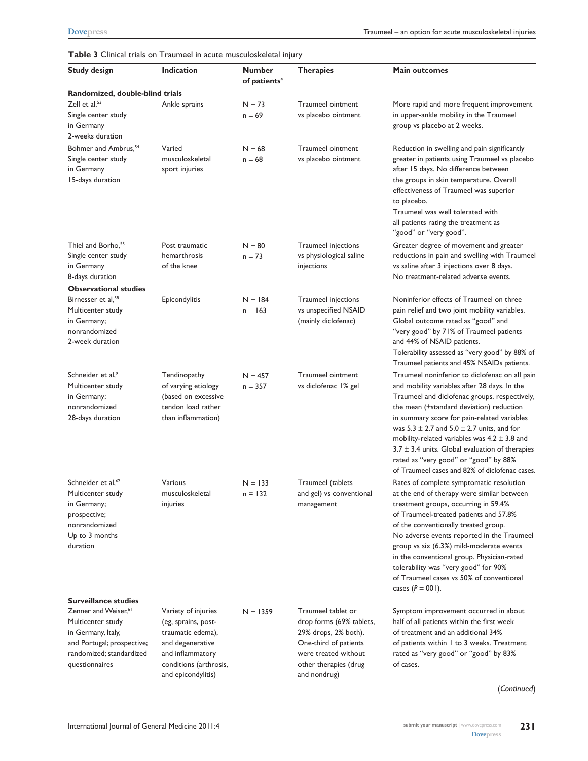**Table 3** Clinical trials on Traumeel in acute musculoskeletal injury

| Study design | Indication | Number of patients[a] | Therapies | Main outcomes |
|---|---|---|---|---|
| **Randomized, double-blind trials** | | | | |
| Zell et al,[53] Single center study in Germany 2-weeks duration | Ankle sprains | N = 73 n = 69 | Traumeel ointment vs placebo ointment | More rapid and more frequent improvement in upper-ankle mobility in the Traumeel group vs placebo at 2 weeks. |
| Böhmer and Ambrus,[54] Single center study in Germany 15-days duration | Varied musculoskeletal sport injuries | N = 68 n = 68 | Traumeel ointment vs placebo ointment | Reduction in swelling and pain significantly greater in patients using Traumeel vs placebo after 15 days. No difference between the groups in skin temperature. Overall effectiveness of Traumeel was superior to placebo. Traumeel was well tolerated with all patients rating the treatment as "good" or "very good". |
| Thiel and Borho,[55] Single center study in Germany 8-days duration | Post traumatic hemarthrosis of the knee | N = 80 n = 73 | Traumeel injections vs physiological saline injections | Greater degree of movement and greater reductions in pain and swelling with Traumeel vs saline after 3 injections over 8 days. No treatment-related adverse events. |
| **Observational studies** | | | | |
| Birnesser et al,[58] Multicenter study in Germany; nonrandomized 2-week duration | Epicondylitis | N = 184 n = 163 | Traumeel injections vs unspecified NSAID (mainly diclofenac) | Noninferior effects of Traumeel on three pain relief and two joint mobility variables. Global outcome rated as "good" and "very good" by 71% of Traumeel patients and 44% of NSAID patients. Tolerability assessed as "very good" by 88% of Traumeel patients and 45% NSAIDs patients. |
| Schneider et al,[9] Multicenter study in Germany; nonrandomized 28-days duration | Tendinopathy of varying etiology (based on excessive tendon load rather than inflammation) | N = 457 n = 357 | Traumeel ointment vs diclofenac 1% gel | Traumeel noninferior to diclofenac on all pain and mobility variables after 28 days. In the Traumeel and diclofenac groups, respectively, the mean (±standard deviation) reduction in summary score for pain-related variables was $5.3 \pm 2.7$ and $5.0 \pm 2.7$ units, and for mobility-related variables was $4.2 \pm 3.8$ and $3.7 \pm 3.4$ units. Global evaluation of therapies rated as "very good" or "good" by 88% of Traumeel cases and 82% of diclofenac cases. |
| Schneider et al,[62] Multicenter study in Germany; prospective; nonrandomized Up to 3 months duration | Various musculoskeletal injuries | N = 133 n = 132 | Traumeel (tablets and gel) vs conventional management | Rates of complete symptomatic resolution at the end of therapy were similar between treatment groups, occurring in 59.4% of Traumeel-treated patients and 57.8% of the conventionally treated group. No adverse events reported in the Traumeel group vs six (6.3%) mild-moderate events in the conventional group. Physician-rated tolerability was "very good" for 90% of Traumeel cases vs 50% of conventional cases ($P$ = 001). |
| **Surveillance studies** | | | | |
| Zenner and Weiser,[61] Multicenter study in Germany, Italy, and Portugal; prospective; randomized; standardized questionnaires | Variety of injuries (eg, sprains, post-traumatic edema), and degenerative and inflammatory conditions (arthrosis, and epicondylitis) | N = 1359 | Traumeel tablet or drop forms (69% tablets, 29% drops, 2% both). One-third of patients were treated without other therapies (drug and nondrug) | Symptom improvement occurred in about half of all patients within the first week of treatment and an additional 34% of patients within 1 to 3 weeks. Treatment rated as "very good" or "good" by 83% of cases. |

(*Continued*)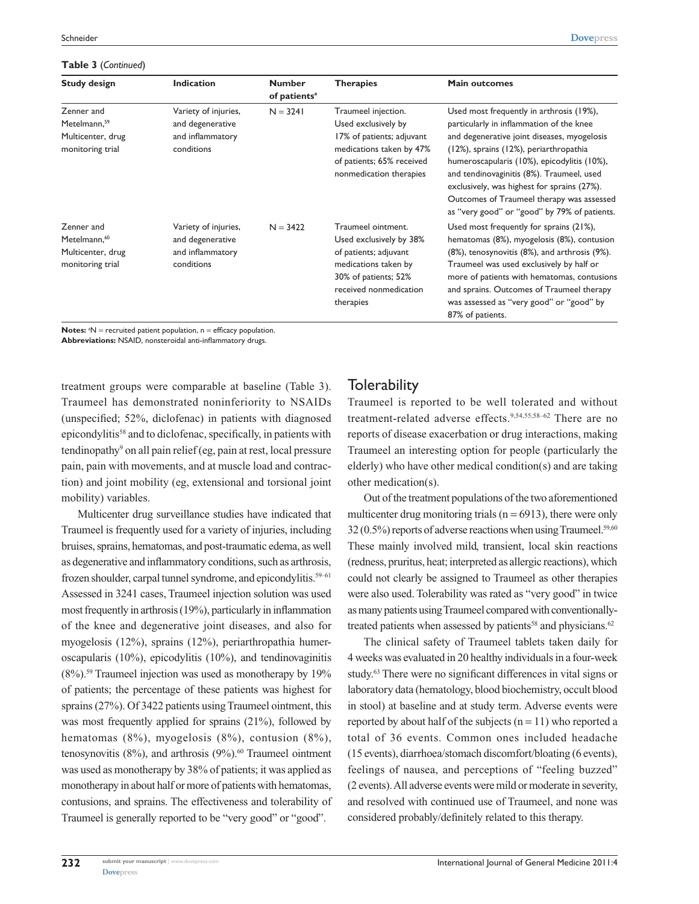**Table 3** (*Continued*)

| Study design | Indication | Number of patients[a] | Therapies | Main outcomes |
|---|---|---|---|---|
| Zenner and Metelmann,[59] Multicenter, drug monitoring trial | Variety of injuries, and degenerative and inflammatory conditions | N = 3241 | Traumeel injection. Used exclusively by 17% of patients; adjuvant medications taken by 47% of patients; 65% received nonmedication therapies | Used most frequently in arthrosis (19%), particularly in inflammation of the knee and degenerative joint diseases, myogelosis (12%), sprains (12%), periarthropathia humeroscapularis (10%), epicodylitis (10%), and tendinovaginitis (8%). Traumeel, used exclusively, was highest for sprains (27%). Outcomes of Traumeel therapy was assessed as "very good" or "good" by 79% of patients. |
| Zenner and Metelmann,[60] Multicenter, drug monitoring trial | Variety of injuries, and degenerative and inflammatory conditions | N = 3422 | Traumeel ointment. Used exclusively by 38% of patients; adjuvant medications taken by 30% of patients; 52% received nonmedication therapies | Used most frequently for sprains (21%), hematomas (8%), myogelosis (8%), contusion (8%), tenosynovitis (8%), and arthrosis (9%). Traumeel was used exclusively by half or more of patients with hematomas, contusions and sprains. Outcomes of Traumeel therapy was assessed as "very good" or "good" by 87% of patients. |

**Notes:** [a]N = recruited patient population, n = efficacy population.
**Abbreviations:** NSAID, nonsteroidal anti-inflammatory drugs.

treatment groups were comparable at baseline (Table 3). Traumeel has demonstrated noninferiority to NSAIDs (unspecified; 52%, diclofenac) in patients with diagnosed epicondylitis[58] and to diclofenac, specifically, in patients with tendinopathy[9] on all pain relief (eg, pain at rest, local pressure pain, pain with movements, and at muscle load and contraction) and joint mobility (eg, extensional and torsional joint mobility) variables.

Multicenter drug surveillance studies have indicated that Traumeel is frequently used for a variety of injuries, including bruises, sprains, hematomas, and post-traumatic edema, as well as degenerative and inflammatory conditions, such as arthrosis, frozen shoulder, carpal tunnel syndrome, and epicondylitis.[59–61] Assessed in 3241 cases, Traumeel injection solution was used most frequently in arthrosis (19%), particularly in inflammation of the knee and degenerative joint diseases, and also for myogelosis (12%), sprains (12%), periarthropathia humeroscapularis (10%), epicodylitis (10%), and tendinovaginitis (8%).[59] Traumeel injection was used as monotherapy by 19% of patients; the percentage of these patients was highest for sprains (27%). Of 3422 patients using Traumeel ointment, this was most frequently applied for sprains (21%), followed by hematomas (8%), myogelosis (8%), contusion (8%), tenosynovitis (8%), and arthrosis (9%).[60] Traumeel ointment was used as monotherapy by 38% of patients; it was applied as monotherapy in about half or more of patients with hematomas, contusions, and sprains. The effectiveness and tolerability of Traumeel is generally reported to be "very good" or "good".

## Tolerability

Traumeel is reported to be well tolerated and without treatment-related adverse effects.[9,54,55,58–62] There are no reports of disease exacerbation or drug interactions, making Traumeel an interesting option for people (particularly the elderly) who have other medical condition(s) and are taking other medication(s).

Out of the treatment populations of the two aforementioned multicenter drug monitoring trials (n = 6913), there were only 32 (0.5%) reports of adverse reactions when using Traumeel.[59,60] These mainly involved mild, transient, local skin reactions (redness, pruritus, heat; interpreted as allergic reactions), which could not clearly be assigned to Traumeel as other therapies were also used. Tolerability was rated as "very good" in twice as many patients using Traumeel compared with conventionally-treated patients when assessed by patients[58] and physicians.[62]

The clinical safety of Traumeel tablets taken daily for 4 weeks was evaluated in 20 healthy individuals in a four-week study.[63] There were no significant differences in vital signs or laboratory data (hematology, blood biochemistry, occult blood in stool) at baseline and at study term. Adverse events were reported by about half of the subjects (n = 11) who reported a total of 36 events. Common ones included headache (15 events), diarrhoea/stomach discomfort/bloating (6 events), feelings of nausea, and perceptions of "feeling buzzed" (2 events). All adverse events were mild or moderate in severity, and resolved with continued use of Traumeel, and none was considered probably/definitely related to this therapy.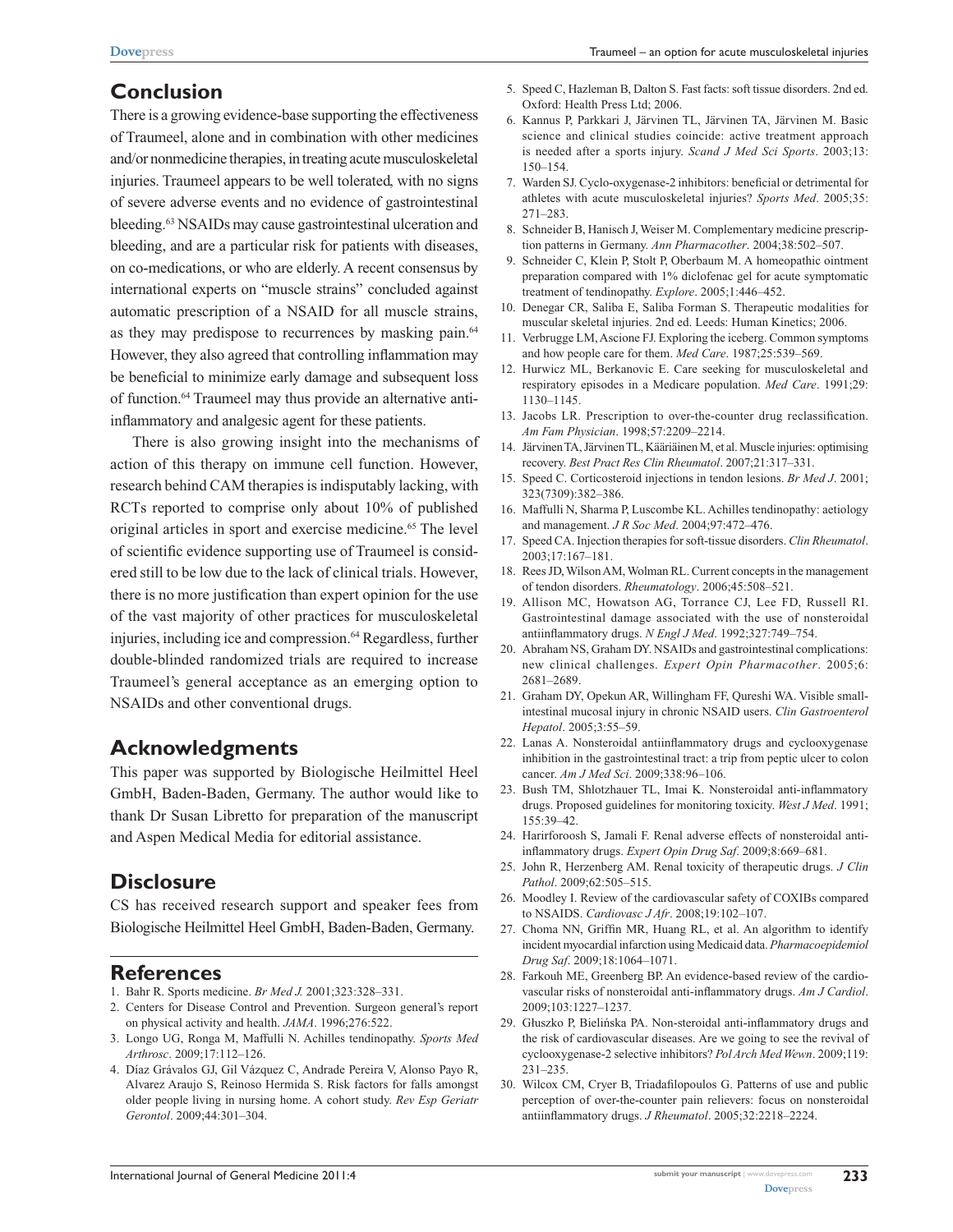## Conclusion

There is a growing evidence-base supporting the effectiveness of Traumeel, alone and in combination with other medicines and/or nonmedicine therapies, in treating acute musculoskeletal injuries. Traumeel appears to be well tolerated, with no signs of severe adverse events and no evidence of gastrointestinal bleeding.[63] NSAIDs may cause gastrointestinal ulceration and bleeding, and are a particular risk for patients with diseases, on co-medications, or who are elderly. A recent consensus by international experts on "muscle strains" concluded against automatic prescription of a NSAID for all muscle strains, as they may predispose to recurrences by masking pain.[64] However, they also agreed that controlling inflammation may be beneficial to minimize early damage and subsequent loss of function.[64] Traumeel may thus provide an alternative anti-inflammatory and analgesic agent for these patients.

There is also growing insight into the mechanisms of action of this therapy on immune cell function. However, research behind CAM therapies is indisputably lacking, with RCTs reported to comprise only about 10% of published original articles in sport and exercise medicine.[65] The level of scientific evidence supporting use of Traumeel is considered still to be low due to the lack of clinical trials. However, there is no more justification than expert opinion for the use of the vast majority of other practices for musculoskeletal injuries, including ice and compression.[64] Regardless, further double-blinded randomized trials are required to increase Traumeel's general acceptance as an emerging option to NSAIDs and other conventional drugs.

## Acknowledgments

This paper was supported by Biologische Heilmittel Heel GmbH, Baden-Baden, Germany. The author would like to thank Dr Susan Libretto for preparation of the manuscript and Aspen Medical Media for editorial assistance.

## Disclosure

CS has received research support and speaker fees from Biologische Heilmittel Heel GmbH, Baden-Baden, Germany.

## References

1. Bahr R. Sports medicine. *Br Med J.* 2001;323:328–331.
2. Centers for Disease Control and Prevention. Surgeon general's report on physical activity and health. *JAMA*. 1996;276:522.
3. Longo UG, Ronga M, Maffulli N. Achilles tendinopathy. *Sports Med Arthrosc*. 2009;17:112–126.
4. Díaz Grávalos GJ, Gil Vázquez C, Andrade Pereira V, Alonso Payo R, Alvarez Araujo S, Reinoso Hermida S. Risk factors for falls amongst older people living in nursing home. A cohort study. *Rev Esp Geriatr Gerontol*. 2009;44:301–304.
5. Speed C, Hazleman B, Dalton S. Fast facts: soft tissue disorders. 2nd ed. Oxford: Health Press Ltd; 2006.
6. Kannus P, Parkkari J, Järvinen TL, Järvinen TA, Järvinen M. Basic science and clinical studies coincide: active treatment approach is needed after a sports injury. *Scand J Med Sci Sports*. 2003;13:150–154.
7. Warden SJ. Cyclo-oxygenase-2 inhibitors: beneficial or detrimental for athletes with acute musculoskeletal injuries? *Sports Med*. 2005;35:271–283.
8. Schneider B, Hanisch J, Weiser M. Complementary medicine prescription patterns in Germany. *Ann Pharmacother*. 2004;38:502–507.
9. Schneider C, Klein P, Stolt P, Oberbaum M. A homeopathic ointment preparation compared with 1% diclofenac gel for acute symptomatic treatment of tendinopathy. *Explore*. 2005;1:446–452.
10. Denegar CR, Saliba E, Saliba Forman S. Therapeutic modalities for muscular skeletal injuries. 2nd ed. Leeds: Human Kinetics; 2006.
11. Verbrugge LM, Ascione FJ. Exploring the iceberg. Common symptoms and how people care for them. *Med Care*. 1987;25:539–569.
12. Hurwicz ML, Berkanovic E. Care seeking for musculoskeletal and respiratory episodes in a Medicare population. *Med Care*. 1991;29:1130–1145.
13. Jacobs LR. Prescription to over-the-counter drug reclassification. *Am Fam Physician*. 1998;57:2209–2214.
14. Järvinen TA, Järvinen TL, Kääriäinen M, et al. Muscle injuries: optimising recovery. *Best Pract Res Clin Rheumatol*. 2007;21:317–331.
15. Speed C. Corticosteroid injections in tendon lesions. *Br Med J*. 2001;323(7309):382–386.
16. Maffulli N, Sharma P, Luscombe KL. Achilles tendinopathy: aetiology and management. *J R Soc Med*. 2004;97:472–476.
17. Speed CA. Injection therapies for soft-tissue disorders. *Clin Rheumatol*. 2003;17:167–181.
18. Rees JD, Wilson AM, Wolman RL. Current concepts in the management of tendon disorders. *Rheumatology*. 2006;45:508–521.
19. Allison MC, Howatson AG, Torrance CJ, Lee FD, Russell RI. Gastrointestinal damage associated with the use of nonsteroidal antiinflammatory drugs. *N Engl J Med*. 1992;327:749–754.
20. Abraham NS, Graham DY. NSAIDs and gastrointestinal complications: new clinical challenges. *Expert Opin Pharmacother*. 2005;6:2681–2689.
21. Graham DY, Opekun AR, Willingham FF, Qureshi WA. Visible small-intestinal mucosal injury in chronic NSAID users. *Clin Gastroenterol Hepatol*. 2005;3:55–59.
22. Lanas A. Nonsteroidal antiinflammatory drugs and cyclooxygenase inhibition in the gastrointestinal tract: a trip from peptic ulcer to colon cancer. *Am J Med Sci*. 2009;338:96–106.
23. Bush TM, Shlotzhauer TL, Imai K. Nonsteroidal anti-inflammatory drugs. Proposed guidelines for monitoring toxicity. *West J Med*. 1991;155:39–42.
24. Harirforoosh S, Jamali F. Renal adverse effects of nonsteroidal anti-inflammatory drugs. *Expert Opin Drug Saf*. 2009;8:669–681.
25. John R, Herzenberg AM. Renal toxicity of therapeutic drugs. *J Clin Pathol*. 2009;62:505–515.
26. Moodley I. Review of the cardiovascular safety of COXIBs compared to NSAIDS. *Cardiovasc J Afr*. 2008;19:102–107.
27. Choma NN, Griffin MR, Huang RL, et al. An algorithm to identify incident myocardial infarction using Medicaid data. *Pharmacoepidemiol Drug Saf*. 2009;18:1064–1071.
28. Farkouh ME, Greenberg BP. An evidence-based review of the cardiovascular risks of nonsteroidal anti-inflammatory drugs. *Am J Cardiol*. 2009;103:1227–1237.
29. Głuszko P, Bielińska PA. Non-steroidal anti-inflammatory drugs and the risk of cardiovascular diseases. Are we going to see the revival of cyclooxygenase-2 selective inhibitors? *Pol Arch Med Wewn*. 2009;119:231–235.
30. Wilcox CM, Cryer B, Triadafilopoulos G. Patterns of use and public perception of over-the-counter pain relievers: focus on nonsteroidal antiinflammatory drugs. *J Rheumatol*. 2005;32:2218–2224.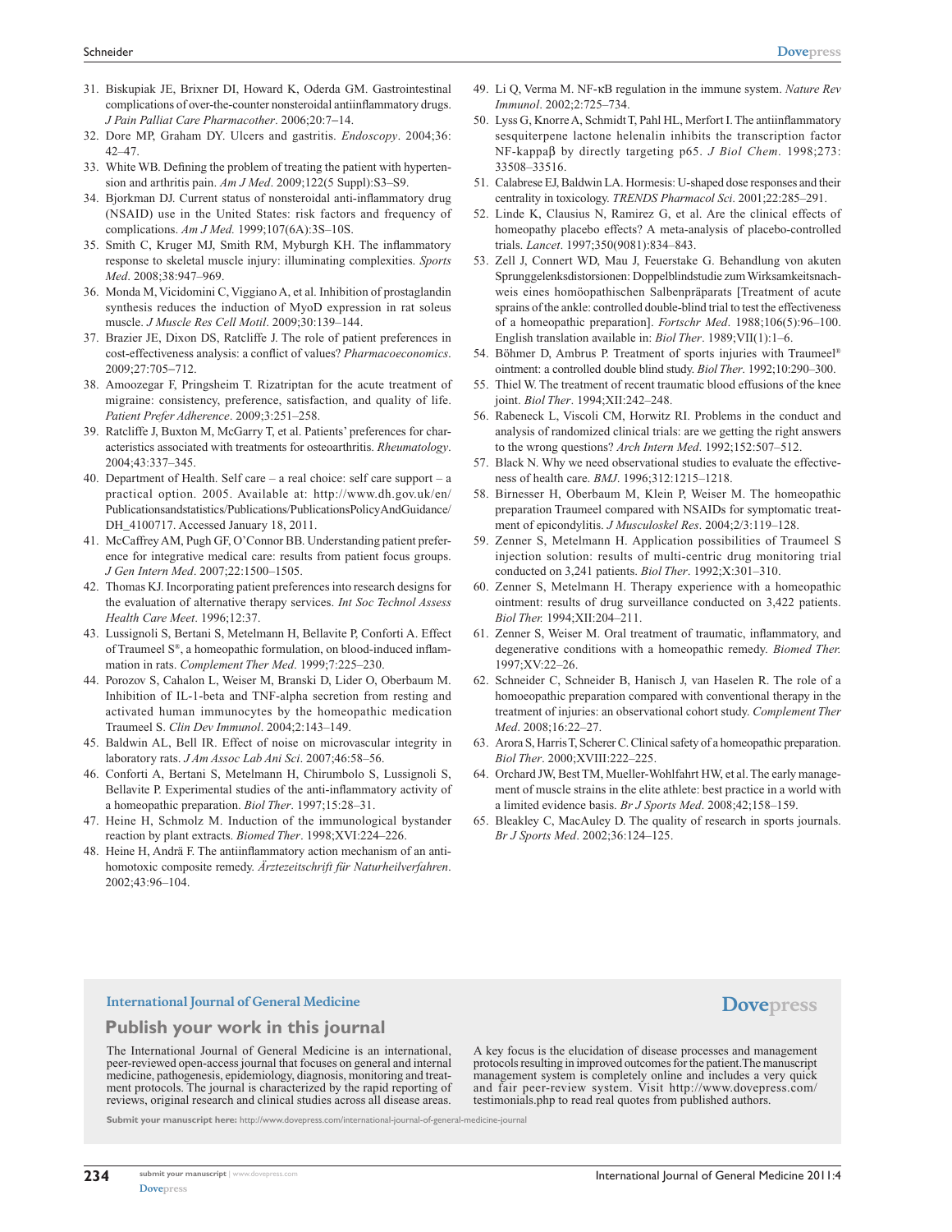31. Biskupiak JE, Brixner DI, Howard K, Oderda GM. Gastrointestinal complications of over-the-counter nonsteroidal antiinflammatory drugs. *J Pain Palliat Care Pharmacother*. 2006;20:7–14.
32. Dore MP, Graham DY. Ulcers and gastritis. *Endoscopy*. 2004;36: 42–47.
33. White WB. Defining the problem of treating the patient with hypertension and arthritis pain. *Am J Med*. 2009;122(5 Suppl):S3–S9.
34. Bjorkman DJ. Current status of nonsteroidal anti-inflammatory drug (NSAID) use in the United States: risk factors and frequency of complications. *Am J Med.* 1999;107(6A):3S–10S.
35. Smith C, Kruger MJ, Smith RM, Myburgh KH. The inflammatory response to skeletal muscle injury: illuminating complexities. *Sports Med*. 2008;38:947–969.
36. Monda M, Vicidomini C, Viggiano A, et al. Inhibition of prostaglandin synthesis reduces the induction of MyoD expression in rat soleus muscle. *J Muscle Res Cell Motil*. 2009;30:139–144.
37. Brazier JE, Dixon DS, Ratcliffe J. The role of patient preferences in cost-effectiveness analysis: a conflict of values? *Pharmacoeconomics*. 2009;27:705–712.
38. Amoozegar F, Pringsheim T. Rizatriptan for the acute treatment of migraine: consistency, preference, satisfaction, and quality of life. *Patient Prefer Adherence*. 2009;3:251–258.
39. Ratcliffe J, Buxton M, McGarry T, et al. Patients' preferences for characteristics associated with treatments for osteoarthritis. *Rheumatology*. 2004;43:337–345.
40. Department of Health. Self care – a real choice: self care support – a practical option. 2005. Available at: http://www.dh.gov.uk/en/Publicationsandstatistics/Publications/PublicationsPolicyAndGuidance/DH_4100717. Accessed January 18, 2011.
41. McCaffrey AM, Pugh GF, O'Connor BB. Understanding patient preference for integrative medical care: results from patient focus groups. *J Gen Intern Med*. 2007;22:1500–1505.
42. Thomas KJ. Incorporating patient preferences into research designs for the evaluation of alternative therapy services. *Int Soc Technol Assess Health Care Meet*. 1996;12:37.
43. Lussignoli S, Bertani S, Metelmann H, Bellavite P, Conforti A. Effect of Traumeel S®, a homeopathic formulation, on blood-induced inflammation in rats. *Complement Ther Med*. 1999;7:225–230.
44. Porozov S, Cahalon L, Weiser M, Branski D, Lider O, Oberbaum M. Inhibition of IL-1-beta and TNF-alpha secretion from resting and activated human immunocytes by the homeopathic medication Traumeel S. *Clin Dev Immunol*. 2004;2:143–149.
45. Baldwin AL, Bell IR. Effect of noise on microvascular integrity in laboratory rats. *J Am Assoc Lab Ani Sci*. 2007;46:58–56.
46. Conforti A, Bertani S, Metelmann H, Chirumbolo S, Lussignoli S, Bellavite P. Experimental studies of the anti-inflammatory activity of a homeopathic preparation. *Biol Ther*. 1997;15:28–31.
47. Heine H, Schmolz M. Induction of the immunological bystander reaction by plant extracts. *Biomed Ther*. 1998;XVI:224–226.
48. Heine H, Andrä F. The antiinflammatory action mechanism of an antihomotoxic composite remedy. *Ärztezeitschrift für Naturheilverfahren*. 2002;43:96–104.
49. Li Q, Verma M. NF-κB regulation in the immune system. *Nature Rev Immunol*. 2002;2:725–734.
50. Lyss G, Knorre A, Schmidt T, Pahl HL, Merfort I. The antiinflammatory sesquiterpene lactone helenalin inhibits the transcription factor NF-kappaβ by directly targeting p65. *J Biol Chem*. 1998;273: 33508–33516.
51. Calabrese EJ, Baldwin LA. Hormesis: U-shaped dose responses and their centrality in toxicology. *TRENDS Pharmacol Sci*. 2001;22:285–291.
52. Linde K, Clausius N, Ramirez G, et al. Are the clinical effects of homeopathy placebo effects? A meta-analysis of placebo-controlled trials. *Lancet*. 1997;350(9081):834–843.
53. Zell J, Connert WD, Mau J, Feuerstake G. Behandlung von akuten Sprunggelenksdistorsionen: Doppelblindstudie zum Wirksamkeitsnachweis eines homöopathischen Salbenpräparats [Treatment of acute sprains of the ankle: controlled double-blind trial to test the effectiveness of a homeopathic preparation]. *Fortschr Med*. 1988;106(5):96–100. English translation available in: *Biol Ther*. 1989;VII(1):1–6.
54. Böhmer D, Ambrus P. Treatment of sports injuries with Traumeel® ointment: a controlled double blind study. *Biol Ther*. 1992;10:290–300.
55. Thiel W. The treatment of recent traumatic blood effusions of the knee joint. *Biol Ther*. 1994;XII:242–248.
56. Rabeneck L, Viscoli CM, Horwitz RI. Problems in the conduct and analysis of randomized clinical trials: are we getting the right answers to the wrong questions? *Arch Intern Med*. 1992;152:507–512.
57. Black N. Why we need observational studies to evaluate the effectiveness of health care. *BMJ*. 1996;312:1215–1218.
58. Birnesser H, Oberbaum M, Klein P, Weiser M. The homeopathic preparation Traumeel compared with NSAIDs for symptomatic treatment of epicondylitis. *J Musculoskel Res*. 2004;2/3:119–128.
59. Zenner S, Metelmann H. Application possibilities of Traumeel S injection solution: results of multi-centric drug monitoring trial conducted on 3,241 patients. *Biol Ther*. 1992;X:301–310.
60. Zenner S, Metelmann H. Therapy experience with a homeopathic ointment: results of drug surveillance conducted on 3,422 patients. *Biol Ther.* 1994;XII:204–211.
61. Zenner S, Weiser M. Oral treatment of traumatic, inflammatory, and degenerative conditions with a homeopathic remedy. *Biomed Ther.* 1997;XV:22–26.
62. Schneider C, Schneider B, Hanisch J, van Haselen R. The role of a homoeopathic preparation compared with conventional therapy in the treatment of injuries: an observational cohort study. *Complement Ther Med*. 2008;16:22–27.
63. Arora S, Harris T, Scherer C. Clinical safety of a homeopathic preparation. *Biol Ther*. 2000;XVIII:222–225.
64. Orchard JW, Best TM, Mueller-Wohlfahrt HW, et al. The early management of muscle strains in the elite athlete: best practice in a world with a limited evidence basis. *Br J Sports Med*. 2008;42;158–159.
65. Bleakley C, MacAuley D. The quality of research in sports journals. *Br J Sports Med*. 2002;36:124–125.

**International Journal of General Medicine**

**Dovepress**

## Publish your work in this journal

The International Journal of General Medicine is an international, peer-reviewed open-access journal that focuses on general and internal medicine, pathogenesis, epidemiology, diagnosis, monitoring and treatment protocols. The journal is characterized by the rapid reporting of reviews, original research and clinical studies across all disease areas. A key focus is the elucidation of disease processes and management protocols resulting in improved outcomes for the patient. The manuscript management system is completely online and includes a very quick and fair peer-review system. Visit http://www.dovepress.com/testimonials.php to read real quotes from published authors.

**Submit your manuscript here:** http://www.dovepress.com/international-journal-of-general-medicine-journal